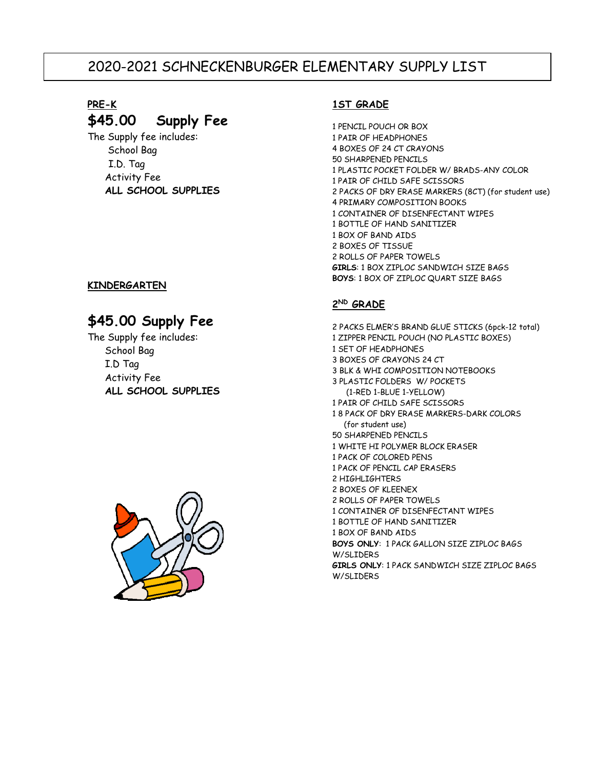# 2020-2021 SCHNECKENBURGER ELEMENTARY SUPPLY LIST

## PRE-K

**$45.00 Supply Fee**

The Supply fee includes:

- School Bag
- I.D. Tag
- Activity Fee
- **ALL SCHOOL SUPPLIES**

## KINDERGARTEN

**$45.00 Supply Fee**

The Supply fee includes:

- School Bag
- I.D Tag
- Activity Fee
- **ALL SCHOOL SUPPLIES**

## 1ST GRADE

1 PENCIL POUCH OR BOX
1 PAIR OF HEADPHONES
4 BOXES OF 24 CT CRAYONS
50 SHARPENED PENCILS
1 PLASTIC POCKET FOLDER W/ BRADS-ANY COLOR
1 PAIR OF CHILD SAFE SCISSORS
2 PACKS OF DRY ERASE MARKERS (8CT) (for student use)
4 PRIMARY COMPOSITION BOOKS
1 CONTAINER OF DISENFECTANT WIPES
1 BOTTLE OF HAND SANITIZER
1 BOX OF BAND AIDS
2 BOXES OF TISSUE
2 ROLLS OF PAPER TOWELS
**GIRLS**: 1 BOX ZIPLOC SANDWICH SIZE BAGS
**BOYS**: 1 BOX OF ZIPLOC QUART SIZE BAGS

## 2ND GRADE

2 PACKS ELMER'S BRAND GLUE STICKS (6pck-12 total)
1 ZIPPER PENCIL POUCH (NO PLASTIC BOXES)
1 SET OF HEADPHONES
3 BOXES OF CRAYONS 24 CT
3 BLK & WHI COMPOSITION NOTEBOOKS
3 PLASTIC FOLDERS W/ POCKETS
(1-RED 1-BLUE 1-YELLOW)
1 PAIR OF CHILD SAFE SCISSORS
1 8 PACK OF DRY ERASE MARKERS-DARK COLORS
(for student use)
50 SHARPENED PENCILS
1 WHITE HI POLYMER BLOCK ERASER
1 PACK OF COLORED PENS
1 PACK OF PENCIL CAP ERASERS
2 HIGHLIGHTERS
2 BOXES OF KLEENEX
2 ROLLS OF PAPER TOWELS
1 CONTAINER OF DISENFECTANT WIPES
1 BOTTLE OF HAND SANITIZER
1 BOX OF BAND AIDS
**BOYS ONLY**: 1 PACK GALLON SIZE ZIPLOC BAGS W/SLIDERS
**GIRLS ONLY**: 1 PACK SANDWICH SIZE ZIPLOC BAGS W/SLIDERS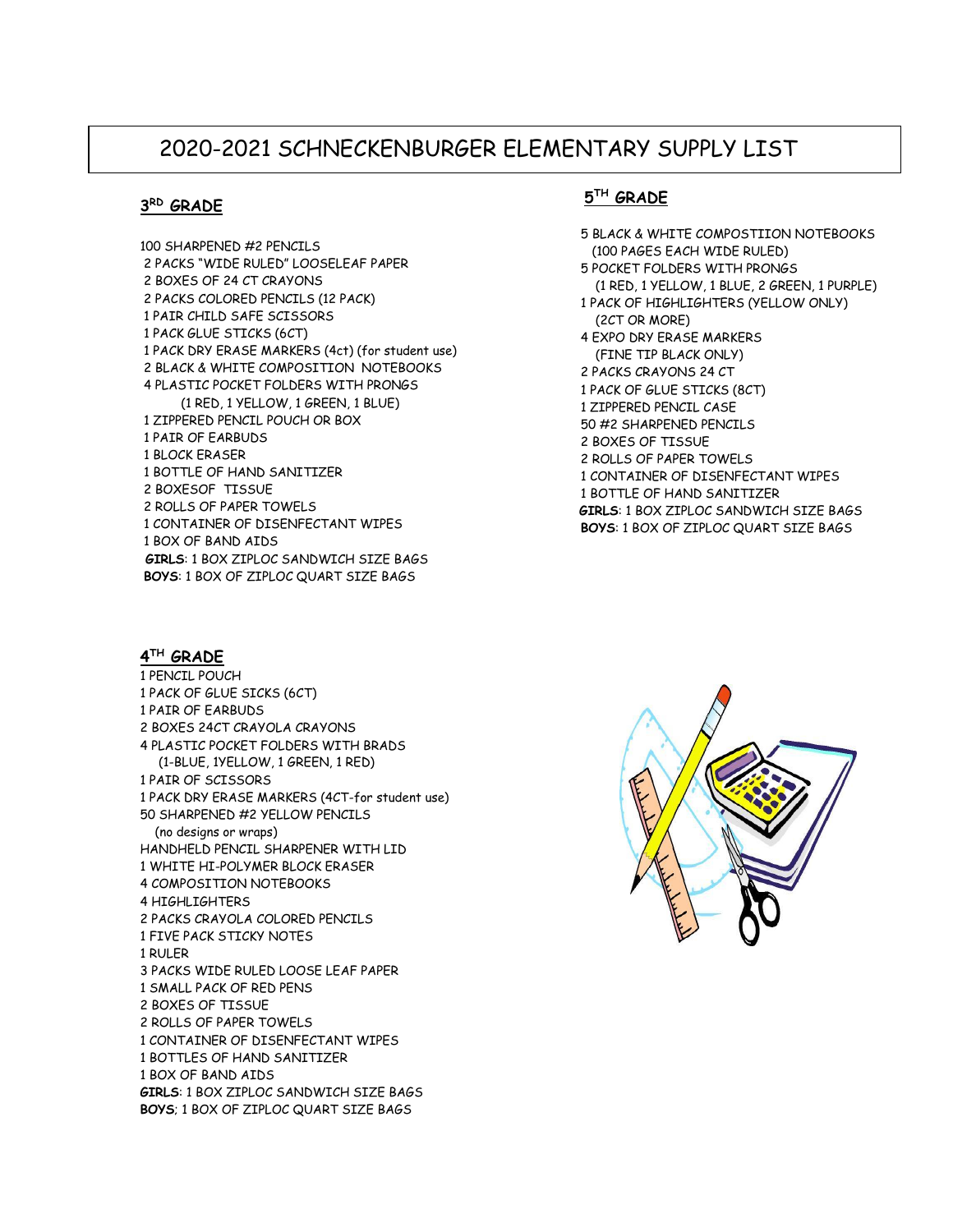# 2020-2021 SCHNECKENBURGER ELEMENTARY SUPPLY LIST

## 3RD GRADE

100 SHARPENED #2 PENCILS
2 PACKS "WIDE RULED" LOOSELEAF PAPER
2 BOXES OF 24 CT CRAYONS
2 PACKS COLORED PENCILS (12 PACK)
1 PAIR CHILD SAFE SCISSORS
1 PACK GLUE STICKS (6CT)
1 PACK DRY ERASE MARKERS (4ct) (for student use)
2 BLACK & WHITE COMPOSITION NOTEBOOKS
4 PLASTIC POCKET FOLDERS WITH PRONGS
(1 RED, 1 YELLOW, 1 GREEN, 1 BLUE)
1 ZIPPERED PENCIL POUCH OR BOX
1 PAIR OF EARBUDS
1 BLOCK ERASER
1 BOTTLE OF HAND SANITIZER
2 BOXESOF TISSUE
2 ROLLS OF PAPER TOWELS
1 CONTAINER OF DISINFECTANT WIPES
1 BOX OF BAND AIDS
**GIRLS**: 1 BOX ZIPLOC SANDWICH SIZE BAGS
**BOYS**: 1 BOX OF ZIPLOC QUART SIZE BAGS

## 4TH GRADE

1 PENCIL POUCH
1 PACK OF GLUE SICKS (6CT)
1 PAIR OF EARBUDS
2 BOXES 24CT CRAYOLA CRAYONS
4 PLASTIC POCKET FOLDERS WITH BRADS
(1-BLUE, 1YELLOW, 1 GREEN, 1 RED)
1 PAIR OF SCISSORS
1 PACK DRY ERASE MARKERS (4CT-for student use)
50 SHARPENED #2 YELLOW PENCILS
(no designs or wraps)
HANDHELD PENCIL SHARPENER WITH LID
1 WHITE HI-POLYMER BLOCK ERASER
4 COMPOSITION NOTEBOOKS
4 HIGHLIGHTERS
2 PACKS CRAYOLA COLORED PENCILS
1 FIVE PACK STICKY NOTES
1 RULER
3 PACKS WIDE RULED LOOSE LEAF PAPER
1 SMALL PACK OF RED PENS
2 BOXES OF TISSUE
2 ROLLS OF PAPER TOWELS
1 CONTAINER OF DISINFECTANT WIPES
1 BOTTLES OF HAND SANITIZER
1 BOX OF BAND AIDS
**GIRLS**: 1 BOX ZIPLOC SANDWICH SIZE BAGS
**BOYS**; 1 BOX OF ZIPLOC QUART SIZE BAGS

## 5TH GRADE

5 BLACK & WHITE COMPOSTIION NOTEBOOKS
(100 PAGES EACH WIDE RULED)
5 POCKET FOLDERS WITH PRONGS
(1 RED, 1 YELLOW, 1 BLUE, 2 GREEN, 1 PURPLE)
1 PACK OF HIGHLIGHTERS (YELLOW ONLY)
(2CT OR MORE)
4 EXPO DRY ERASE MARKERS
(FINE TIP BLACK ONLY)
2 PACKS CRAYONS 24 CT
1 PACK OF GLUE STICKS (8CT)
1 ZIPPERED PENCIL CASE
50 #2 SHARPENED PENCILS
2 BOXES OF TISSUE
2 ROLLS OF PAPER TOWELS
1 CONTAINER OF DISINFECTANT WIPES
1 BOTTLE OF HAND SANITIZER
**GIRLS**: 1 BOX ZIPLOC SANDWICH SIZE BAGS
**BOYS**: 1 BOX OF ZIPLOC QUART SIZE BAGS